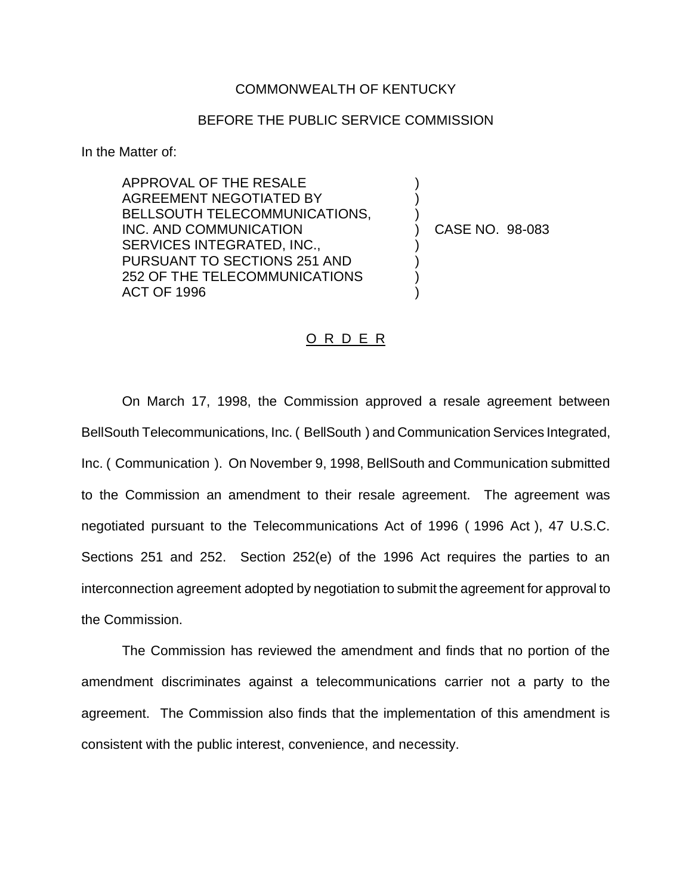COMMONWEALTH OF KENTUCKY

BEFORE THE PUBLIC SERVICE COMMISSION

In the Matter of:

| | | |
|---|---|---|
| APPROVAL OF THE RESALE AGREEMENT NEGOTIATED BY BELLSOUTH TELECOMMUNICATIONS, INC. AND COMMUNICATION SERVICES INTEGRATED, INC., PURSUANT TO SECTIONS 251 AND 252 OF THE TELECOMMUNICATIONS ACT OF 1996 | ) | CASE NO. 98-083 |

## O R D E R

On March 17, 1998, the Commission approved a resale agreement between BellSouth Telecommunications, Inc. ( BellSouth ) and Communication Services Integrated, Inc. ( Communication ). On November 9, 1998, BellSouth and Communication submitted to the Commission an amendment to their resale agreement. The agreement was negotiated pursuant to the Telecommunications Act of 1996 ( 1996 Act ), 47 U.S.C. Sections 251 and 252. Section 252(e) of the 1996 Act requires the parties to an interconnection agreement adopted by negotiation to submit the agreement for approval to the Commission.

The Commission has reviewed the amendment and finds that no portion of the amendment discriminates against a telecommunications carrier not a party to the agreement. The Commission also finds that the implementation of this amendment is consistent with the public interest, convenience, and necessity.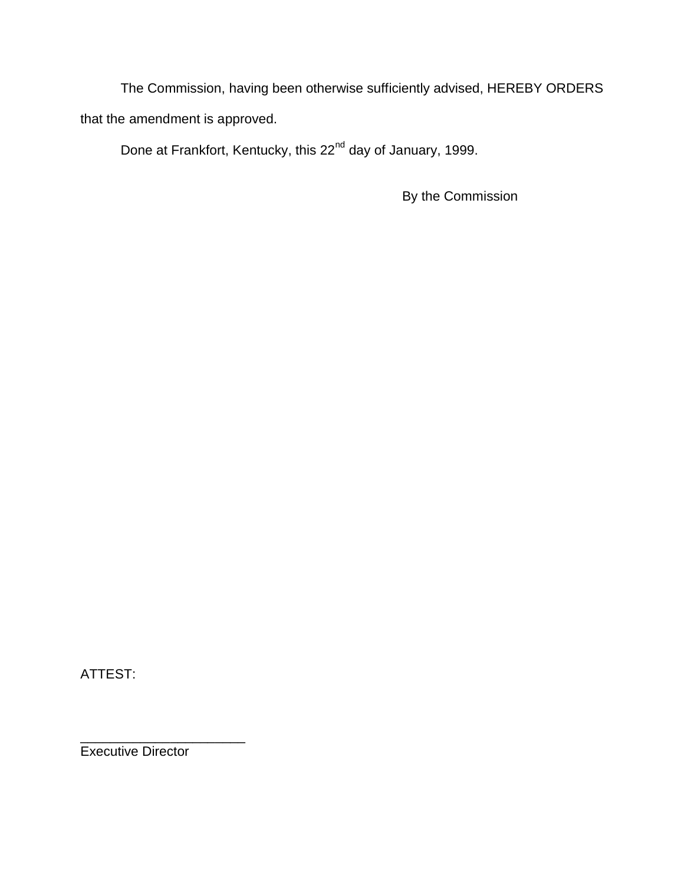The Commission, having been otherwise sufficiently advised, HEREBY ORDERS that the amendment is approved.

Done at Frankfort, Kentucky, this 22nd day of January, 1999.

By the Commission

ATTEST:

______________________
Executive Director